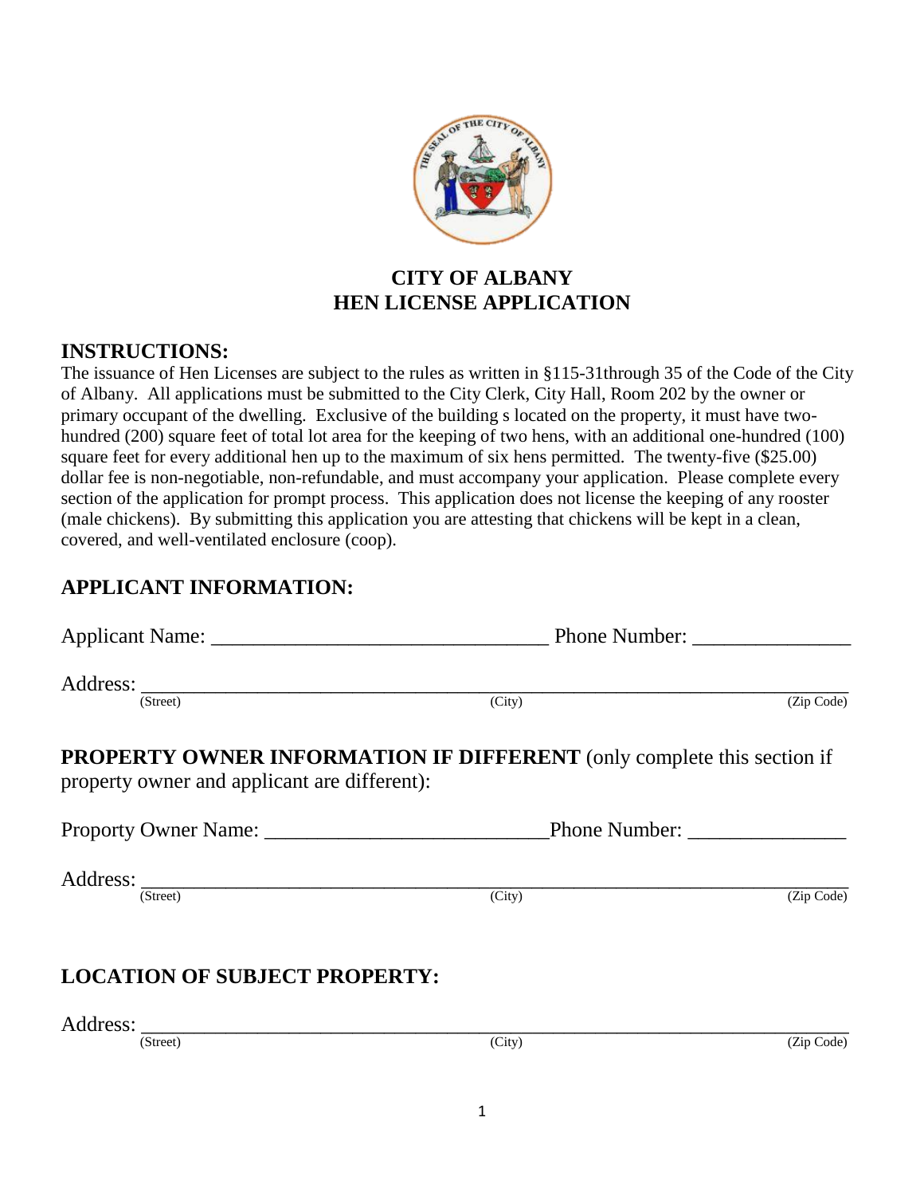# CITY OF ALBANY
# HEN LICENSE APPLICATION

## INSTRUCTIONS:

The issuance of Hen Licenses are subject to the rules as written in §115-31through 35 of the Code of the City of Albany. All applications must be submitted to the City Clerk, City Hall, Room 202 by the owner or primary occupant of the dwelling. Exclusive of the building s located on the property, it must have two-hundred (200) square feet of total lot area for the keeping of two hens, with an additional one-hundred (100) square feet for every additional hen up to the maximum of six hens permitted. The twenty-five ($25.00) dollar fee is non-negotiable, non-refundable, and must accompany your application. Please complete every section of the application for prompt process. This application does not license the keeping of any rooster (male chickens). By submitting this application you are attesting that chickens will be kept in a clean, covered, and well-ventilated enclosure (coop).

## APPLICANT INFORMATION:

Applicant Name: _______________________________ Phone Number: _______________

Address: ______________________________________________________________
(Street) (City) (Zip Code)

## PROPERTY OWNER INFORMATION IF DIFFERENT (only complete this section if property owner and applicant are different):

Proporty Owner Name: __________________________Phone Number: _______________

Address: ______________________________________________________________
(Street) (City) (Zip Code)

## LOCATION OF SUBJECT PROPERTY:

Address: ______________________________________________________________
(Street) (City) (Zip Code)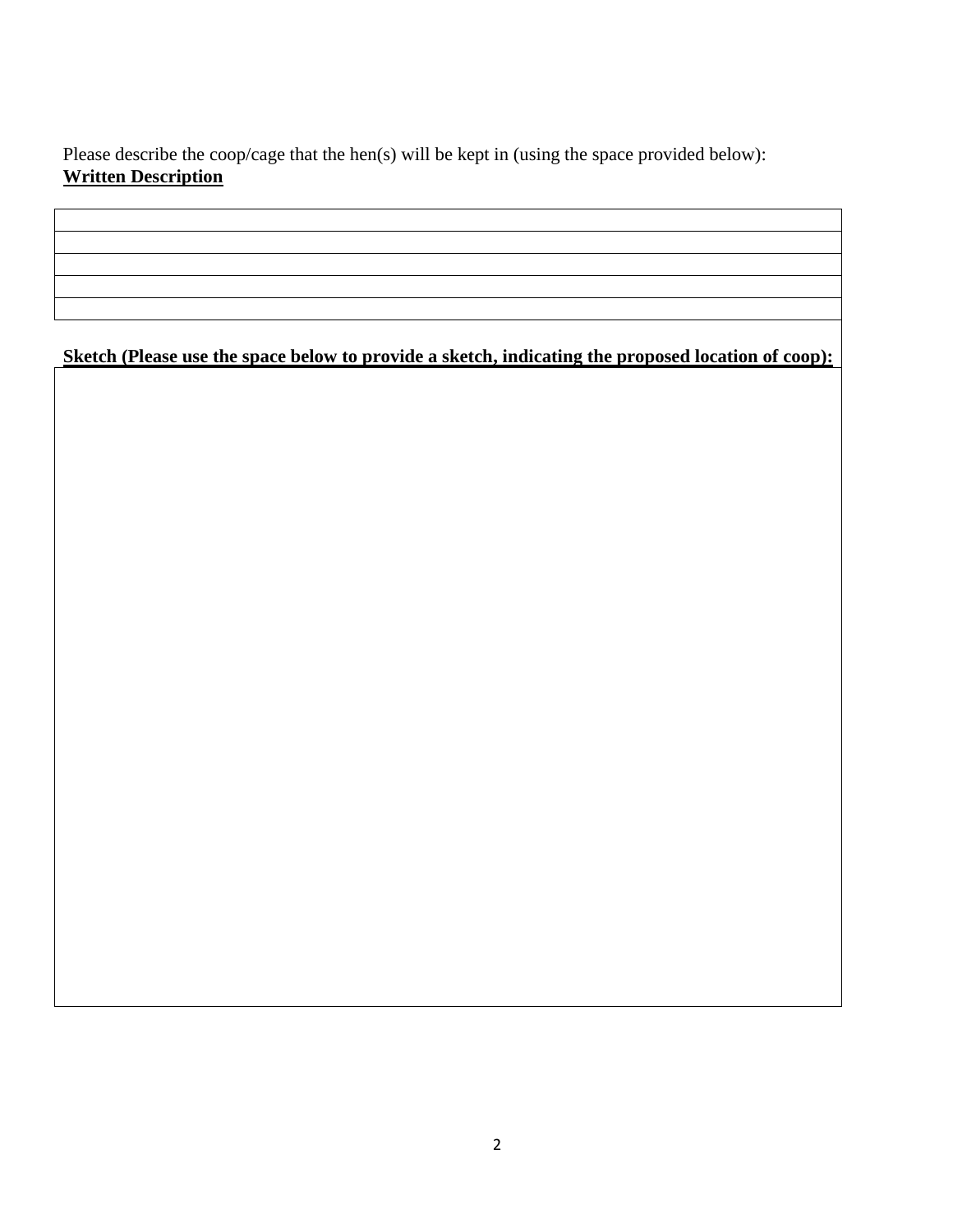Please describe the coop/cage that the hen(s) will be kept in (using the space provided below):

**<u>Written Description</u>**

| |
|---|
| |
| |
| |
| |
| |

**<u>Sketch (Please use the space below to provide a sketch, indicating the proposed location of coop):</u>**

| |
|---|
| |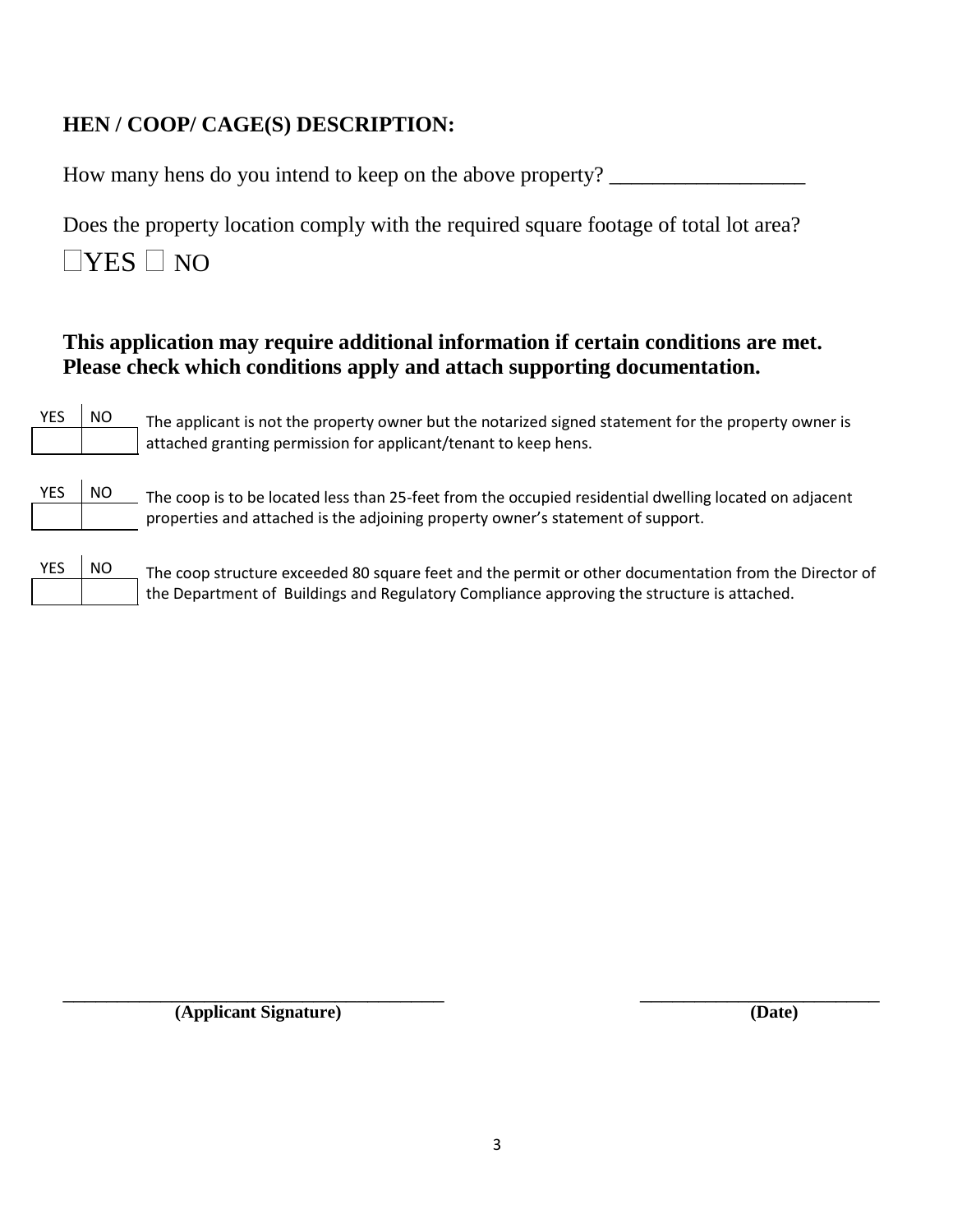## HEN / COOP/ CAGE(S) DESCRIPTION:

How many hens do you intend to keep on the above property? __________________

Does the property location comply with the required square footage of total lot area?

☐YES ☐ NO

### This application may require additional information if certain conditions are met. Please check which conditions apply and attach supporting documentation.

| YES | NO | |
|---|---|---|
| | | The applicant is not the property owner but the notarized signed statement for the property owner is attached granting permission for applicant/tenant to keep hens. |

| YES | NO | |
|---|---|---|
| | | The coop is to be located less than 25-feet from the occupied residential dwelling located on adjacent properties and attached is the adjoining property owner's statement of support. |

| YES | NO | |
|---|---|---|
| | | The coop structure exceeded 80 square feet and the permit or other documentation from the Director of the Department of Buildings and Regulatory Compliance approving the structure is attached. |

_________________________________________ ___________________________

**(Applicant Signature)** **(Date)**